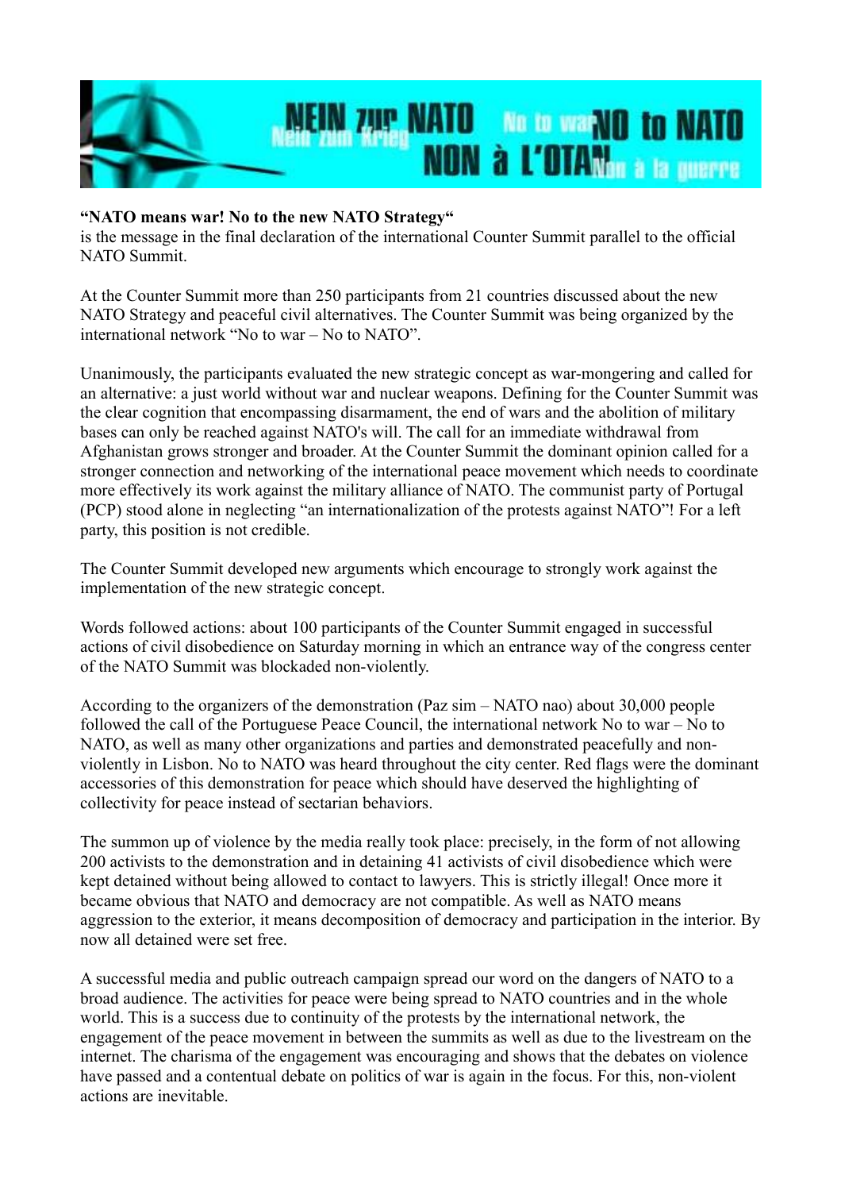NEIN zur NATO Nein zum Krieg No to war NO to NATO NON à L'OTAN Non à la guerre

**"NATO means war! No to the new NATO Strategy"**
is the message in the final declaration of the international Counter Summit parallel to the official NATO Summit.

At the Counter Summit more than 250 participants from 21 countries discussed about the new NATO Strategy and peaceful civil alternatives. The Counter Summit was being organized by the international network "No to war – No to NATO".

Unanimously, the participants evaluated the new strategic concept as war-mongering and called for an alternative: a just world without war and nuclear weapons. Defining for the Counter Summit was the clear cognition that encompassing disarmament, the end of wars and the abolition of military bases can only be reached against NATO's will. The call for an immediate withdrawal from Afghanistan grows stronger and broader. At the Counter Summit the dominant opinion called for a stronger connection and networking of the international peace movement which needs to coordinate more effectively its work against the military alliance of NATO. The communist party of Portugal (PCP) stood alone in neglecting "an internationalization of the protests against NATO"! For a left party, this position is not credible.

The Counter Summit developed new arguments which encourage to strongly work against the implementation of the new strategic concept.

Words followed actions: about 100 participants of the Counter Summit engaged in successful actions of civil disobedience on Saturday morning in which an entrance way of the congress center of the NATO Summit was blockaded non-violently.

According to the organizers of the demonstration (Paz sim – NATO nao) about 30,000 people followed the call of the Portuguese Peace Council, the international network No to war – No to NATO, as well as many other organizations and parties and demonstrated peacefully and non-violently in Lisbon. No to NATO was heard throughout the city center. Red flags were the dominant accessories of this demonstration for peace which should have deserved the highlighting of collectivity for peace instead of sectarian behaviors.

The summon up of violence by the media really took place: precisely, in the form of not allowing 200 activists to the demonstration and in detaining 41 activists of civil disobedience which were kept detained without being allowed to contact to lawyers. This is strictly illegal! Once more it became obvious that NATO and democracy are not compatible. As well as NATO means aggression to the exterior, it means decomposition of democracy and participation in the interior. By now all detained were set free.

A successful media and public outreach campaign spread our word on the dangers of NATO to a broad audience. The activities for peace were being spread to NATO countries and in the whole world. This is a success due to continuity of the protests by the international network, the engagement of the peace movement in between the summits as well as due to the livestream on the internet. The charisma of the engagement was encouraging and shows that the debates on violence have passed and a contentual debate on politics of war is again in the focus. For this, non-violent actions are inevitable.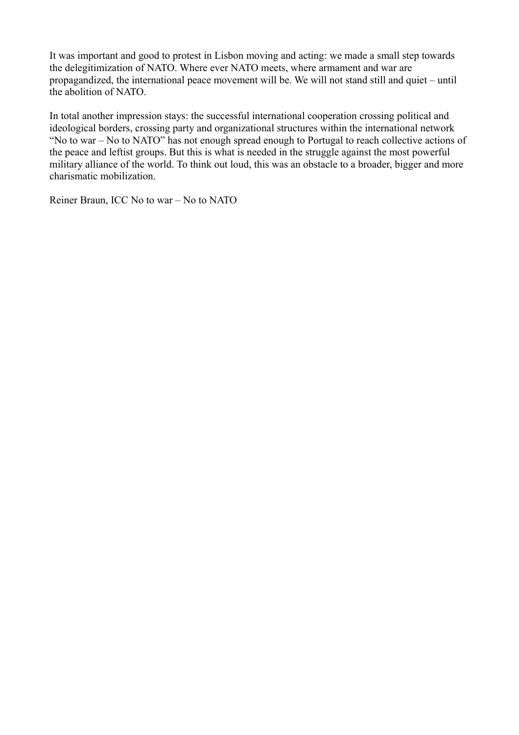It was important and good to protest in Lisbon moving and acting: we made a small step towards the delegitimization of NATO. Where ever NATO meets, where armament and war are propagandized, the international peace movement will be. We will not stand still and quiet – until the abolition of NATO.

In total another impression stays: the successful international cooperation crossing political and ideological borders, crossing party and organizational structures within the international network "No to war – No to NATO" has not enough spread enough to Portugal to reach collective actions of the peace and leftist groups. But this is what is needed in the struggle against the most powerful military alliance of the world. To think out loud, this was an obstacle to a broader, bigger and more charismatic mobilization.

Reiner Braun, ICC No to war – No to NATO